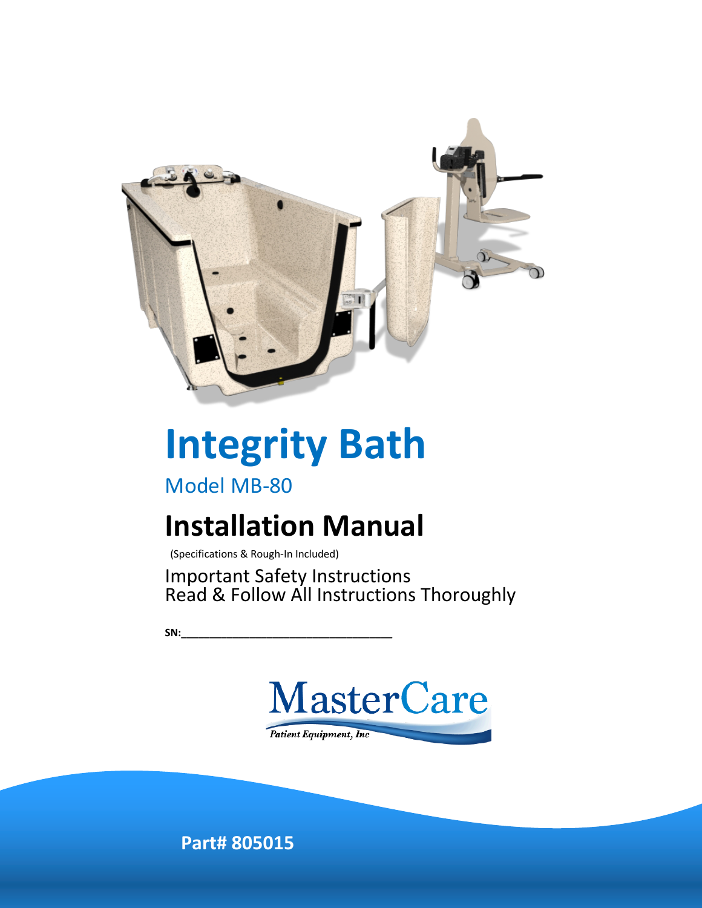# Integrity Bath

## Model MB-80

# Installation Manual

(Specifications & Rough-In Included)

Important Safety Instructions
Read & Follow All Instructions Thoroughly

**SN:**\_\_\_\_\_\_\_\_\_\_\_\_\_\_\_\_\_\_\_\_\_\_\_\_\_\_\_\_\_\_\_\_\_\_\_\_

MasterCare
*Patient Equipment, Inc*

**Part# 805015**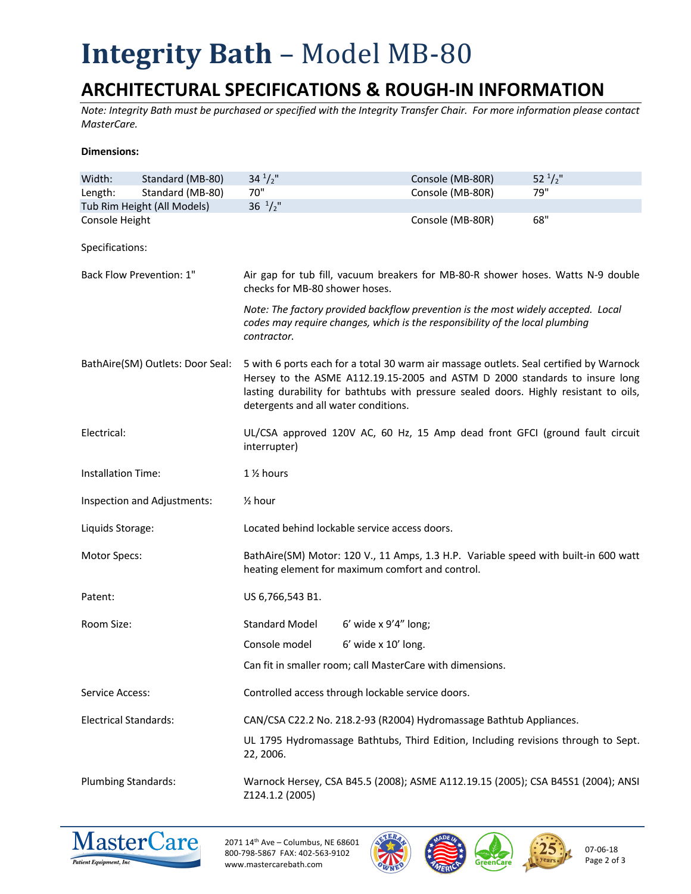# **Integrity Bath** – Model MB-80

## ARCHITECTURAL SPECIFICATIONS & ROUGH-IN INFORMATION

*Note: Integrity Bath must be purchased or specified with the Integrity Transfer Chair. For more information please contact MasterCare.*

**Dimensions:**

| | | | | |
|---|---|---|---|---|
| Width: | Standard (MB-80) | 34 1/2" | Console (MB-80R) | 52 1/2" |
| Length: | Standard (MB-80) | 70" | Console (MB-80R) | 79" |
| Tub Rim Height (All Models) | | 36 1/2" | | |
| Console Height | | | Console (MB-80R) | 68" |

Specifications:

| | |
|---|---|
| Back Flow Prevention: 1" | Air gap for tub fill, vacuum breakers for MB-80-R shower hoses. Watts N-9 double checks for MB-80 shower hoses.<br><br>*Note: The factory provided backflow prevention is the most widely accepted. Local codes may require changes, which is the responsibility of the local plumbing contractor.* |
| BathAire(SM) Outlets: Door Seal: | 5 with 6 ports each for a total 30 warm air massage outlets. Seal certified by Warnock Hersey to the ASME A112.19.15-2005 and ASTM D 2000 standards to insure long lasting durability for bathtubs with pressure sealed doors. Highly resistant to oils, detergents and all water conditions. |
| Electrical: | UL/CSA approved 120V AC, 60 Hz, 15 Amp dead front GFCI (ground fault circuit interrupter) |
| Installation Time: | 1 ½ hours |
| Inspection and Adjustments: | ½ hour |
| Liquids Storage: | Located behind lockable service access doors. |
| Motor Specs: | BathAire(SM) Motor: 120 V., 11 Amps, 1.3 H.P. Variable speed with built-in 600 watt heating element for maximum comfort and control. |
| Patent: | US 6,766,543 B1. |
| Room Size: | Standard Model 6' wide x 9'4" long;<br>Console model 6' wide x 10' long.<br>Can fit in smaller room; call MasterCare with dimensions. |
| Service Access: | Controlled access through lockable service doors. |
| Electrical Standards: | CAN/CSA C22.2 No. 218.2-93 (R2004) Hydromassage Bathtub Appliances.<br><br>UL 1795 Hydromassage Bathtubs, Third Edition, Including revisions through to Sept. 22, 2006. |
| Plumbing Standards: | Warnock Hersey, CSA B45.5 (2008); ASME A112.19.15 (2005); CSA B45S1 (2004); ANSI Z124.1.2 (2005) |

MasterCare Patient Equipment, Inc
2071 14th Ave – Columbus, NE 68601
800-798-5867 FAX: 402-563-9102
www.mastercarebath.com

07-06-18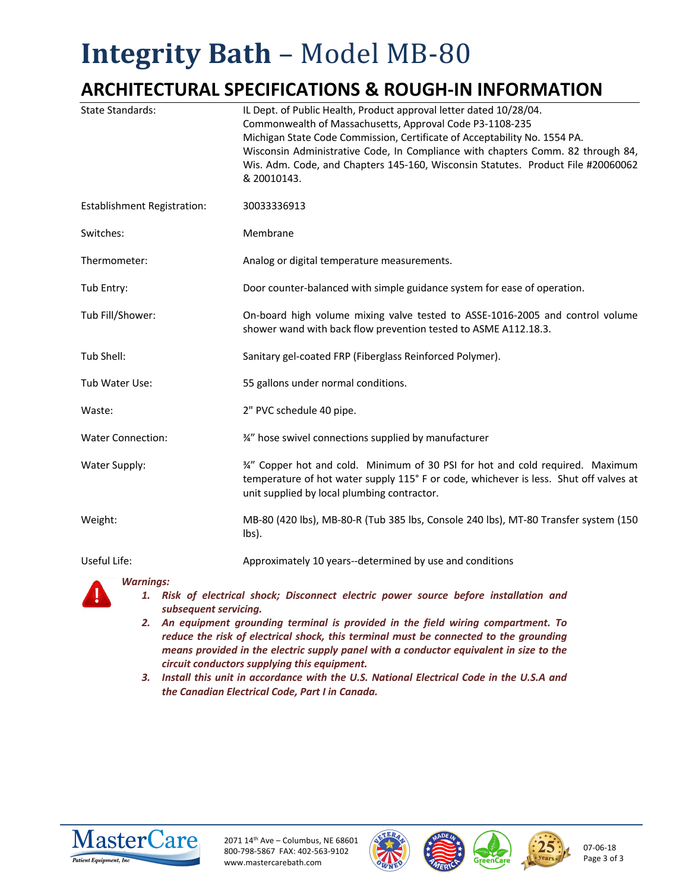# Integrity Bath – Model MB-80

## ARCHITECTURAL SPECIFICATIONS & ROUGH-IN INFORMATION

| | |
|---|---|
| State Standards: | IL Dept. of Public Health, Product approval letter dated 10/28/04. Commonwealth of Massachusetts, Approval Code P3-1108-235 Michigan State Code Commission, Certificate of Acceptability No. 1554 PA. Wisconsin Administrative Code, In Compliance with chapters Comm. 82 through 84, Wis. Adm. Code, and Chapters 145-160, Wisconsin Statutes. Product File #20060062 & 20010143. |
| Establishment Registration: | 30033336913 |
| Switches: | Membrane |
| Thermometer: | Analog or digital temperature measurements. |
| Tub Entry: | Door counter-balanced with simple guidance system for ease of operation. |
| Tub Fill/Shower: | On-board high volume mixing valve tested to ASSE-1016-2005 and control volume shower wand with back flow prevention tested to ASME A112.18.3. |
| Tub Shell: | Sanitary gel-coated FRP (Fiberglass Reinforced Polymer). |
| Tub Water Use: | 55 gallons under normal conditions. |
| Waste: | 2" PVC schedule 40 pipe. |
| Water Connection: | ¾" hose swivel connections supplied by manufacturer |
| Water Supply: | ¾" Copper hot and cold. Minimum of 30 PSI for hot and cold required. Maximum temperature of hot water supply 115° F or code, whichever is less. Shut off valves at unit supplied by local plumbing contractor. |
| Weight: | MB-80 (420 lbs), MB-80-R (Tub 385 lbs, Console 240 lbs), MT-80 Transfer system (150 lbs). |
| Useful Life: | Approximately 10 years--determined by use and conditions |

***Warnings:***

1. ***Risk of electrical shock; Disconnect electric power source before installation and subsequent servicing.***
2. ***An equipment grounding terminal is provided in the field wiring compartment. To reduce the risk of electrical shock, this terminal must be connected to the grounding means provided in the electric supply panel with a conductor equivalent in size to the circuit conductors supplying this equipment.***
3. ***Install this unit in accordance with the U.S. National Electrical Code in the U.S.A and the Canadian Electrical Code, Part I in Canada.***

MasterCare Patient Equipment, Inc

2071 14th Ave – Columbus, NE 68601
800-798-5867 FAX: 402-563-9102
www.mastercarebath.com

07-06-18